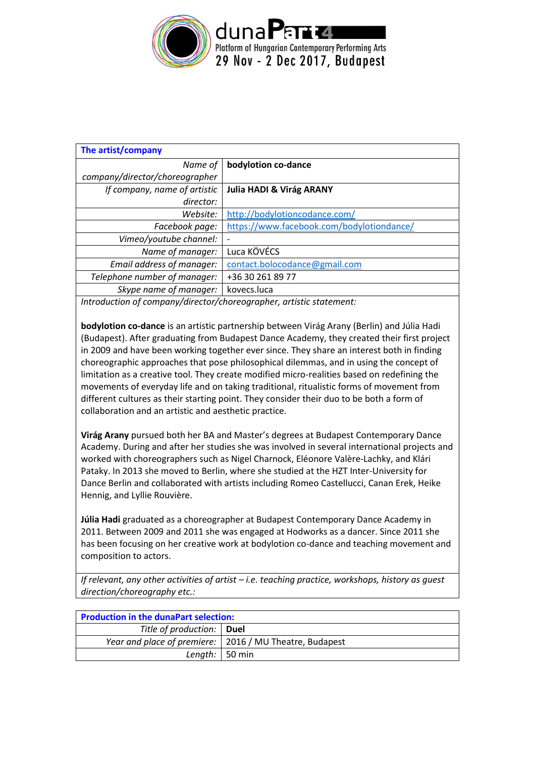duna**Part4**
Platform of Hungarian Contemporary Performing Arts
29 Nov - 2 Dec 2017, Budapest

| **The artist/company** | |
|---|---|
| *Name of company/director/choreographer* | **bodylotion co-dance** |
| *If company, name of artistic director:* | **Julia HADI & Virág ARANY** |
| *Website:* | http://bodylotioncodance.com/ |
| *Facebook page:* | https://www.facebook.com/bodylotiondance/ |
| *Vimeo/youtube channel:* | - |
| *Name of manager:* | Luca KÖVÉCS |
| *Email address of manager:* | contact.bolocodance@gmail.com |
| *Telephone number of manager:* | +36 30 261 89 77 |
| *Skype name of manager:* | kovecs.luca |

*Introduction of company/director/choreographer, artistic statement:*

**bodylotion co-dance** is an artistic partnership between Virág Arany (Berlin) and Júlia Hadi (Budapest). After graduating from Budapest Dance Academy, they created their first project in 2009 and have been working together ever since. They share an interest both in finding choreographic approaches that pose philosophical dilemmas, and in using the concept of limitation as a creative tool. They create modified micro-realities based on redefining the movements of everyday life and on taking traditional, ritualistic forms of movement from different cultures as their starting point. They consider their duo to be both a form of collaboration and an artistic and aesthetic practice.

**Virág Arany** pursued both her BA and Master's degrees at Budapest Contemporary Dance Academy. During and after her studies she was involved in several international projects and worked with choreographers such as Nigel Charnock, Eléonore Valère-Lachky, and Klári Pataky. In 2013 she moved to Berlin, where she studied at the HZT Inter-University for Dance Berlin and collaborated with artists including Romeo Castellucci, Canan Erek, Heike Hennig, and Lyllie Rouvière.

**Júlia Hadi** graduated as a choreographer at Budapest Contemporary Dance Academy in 2011. Between 2009 and 2011 she was engaged at Hodworks as a dancer. Since 2011 she has been focusing on her creative work at bodylotion co-dance and teaching movement and composition to actors.

*If relevant, any other activities of artist – i.e. teaching practice, workshops, history as guest direction/choreography etc.:*

| **Production in the dunaPart selection:** | |
|---|---|
| *Title of production:* | **Duel** |
| *Year and place of premiere:* | 2016 / MU Theatre, Budapest |
| *Length:* | 50 min |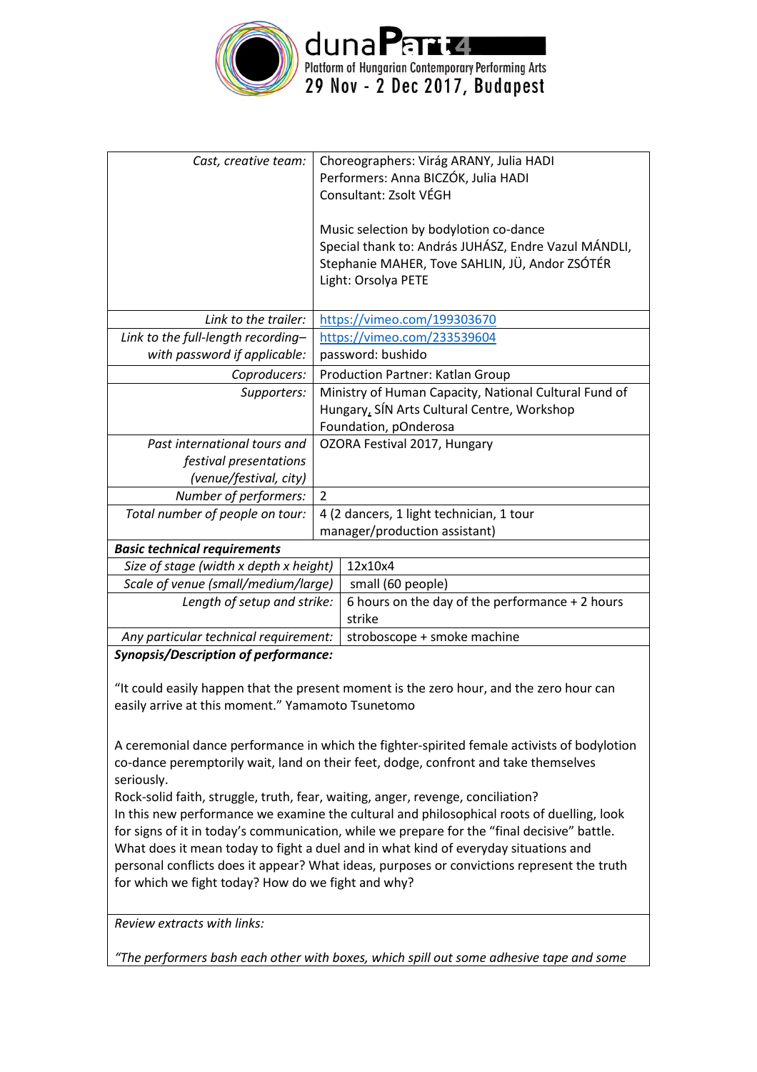| Cast, creative team: | Choreographers: Virág ARANY, Julia HADI<br>Performers: Anna BICZÓK, Julia HADI<br>Consultant: Zsolt VÉGH<br><br>Music selection by bodylotion co-dance<br>Special thank to: András JUHÁSZ, Endre Vazul MÁNDLI, Stephanie MAHER, Tove SAHLIN, JÜ, Andor ZSÓTÉR<br>Light: Orsolya PETE |
|---|---|
| Link to the trailer: | https://vimeo.com/199303670 |
| Link to the full-length recording– with password if applicable: | https://vimeo.com/233539604<br>password: bushido |
| Coproducers: | Production Partner: Katlan Group |
| Supporters: | Ministry of Human Capacity, National Cultural Fund of Hungary, SÍN Arts Cultural Centre, Workshop Foundation, pOnderosa |
| Past international tours and festival presentations (venue/festival, city) | OZORA Festival 2017, Hungary |
| Number of performers: | 2 |
| Total number of people on tour: | 4 (2 dancers, 1 light technician, 1 tour manager/production assistant) |

**Basic technical requirements**

| Size of stage (width x depth x height) | 12x10x4 |
|---|---|
| Scale of venue (small/medium/large) | small (60 people) |
| Length of setup and strike: | 6 hours on the day of the performance + 2 hours strike |
| Any particular technical requirement: | stroboscope + smoke machine |

***Synopsis/Description of performance:***

"It could easily happen that the present moment is the zero hour, and the zero hour can easily arrive at this moment." Yamamoto Tsunetomo

A ceremonial dance performance in which the fighter-spirited female activists of bodylotion co-dance peremptorily wait, land on their feet, dodge, confront and take themselves seriously.
Rock-solid faith, struggle, truth, fear, waiting, anger, revenge, conciliation?
In this new performance we examine the cultural and philosophical roots of duelling, look for signs of it in today's communication, while we prepare for the "final decisive" battle. What does it mean today to fight a duel and in what kind of everyday situations and personal conflicts does it appear? What ideas, purposes or convictions represent the truth for which we fight today? How do we fight and why?

*Review extracts with links:*

*"The performers bash each other with boxes, which spill out some adhesive tape and some*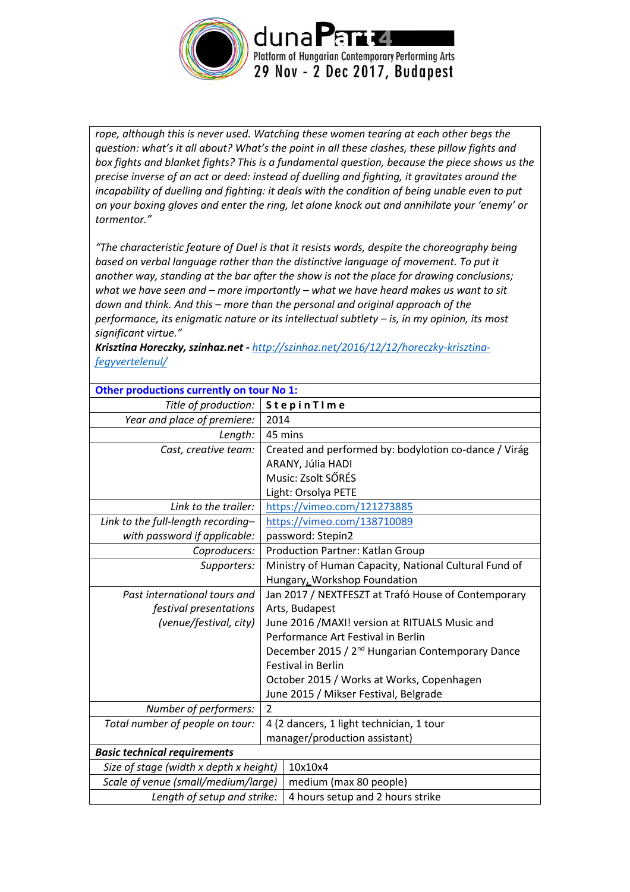*rope, although this is never used. Watching these women tearing at each other begs the question: what's it all about? What's the point in all these clashes, these pillow fights and box fights and blanket fights? This is a fundamental question, because the piece shows us the precise inverse of an act or deed: instead of duelling and fighting, it gravitates around the incapability of duelling and fighting: it deals with the condition of being unable even to put on your boxing gloves and enter the ring, let alone knock out and annihilate your 'enemy' or tormentor."*

*"The characteristic feature of Duel is that it resists words, despite the choreography being based on verbal language rather than the distinctive language of movement. To put it another way, standing at the bar after the show is not the place for drawing conclusions; what we have seen and – more importantly – what we have heard makes us want to sit down and think. And this – more than the personal and original approach of the performance, its enigmatic nature or its intellectual subtlety – is, in my opinion, its most significant virtue."*

***Krisztina Horeczky, szinhaz.net*** - http://szinhaz.net/2016/12/12/horeczky-krisztina-fegyvertelenul/

| **Other productions currently on tour No 1:** | |
|---|---|
| *Title of production:* | **S t e p i n T I m e** |
| *Year and place of premiere:* | 2014 |
| *Length:* | 45 mins |
| *Cast, creative team:* | Created and performed by: bodylotion co-dance / Virág ARANY, Júlia HADI<br>Music: Zsolt SŐRÉS<br>Light: Orsolya PETE |
| *Link to the trailer:* | https://vimeo.com/121273885 |
| *Link to the full-length recording– with password if applicable:* | https://vimeo.com/138710089<br>password: Stepin2 |
| *Coproducers:* | Production Partner: Katlan Group |
| *Supporters:* | Ministry of Human Capacity, National Cultural Fund of Hungary, Workshop Foundation |
| *Past international tours and festival presentations (venue/festival, city)* | Jan 2017 / NEXTFESZT at Trafó House of Contemporary Arts, Budapest<br>June 2016 /MAXI! version at RITUALS Music and Performance Art Festival in Berlin<br>December 2015 / 2nd Hungarian Contemporary Dance Festival in Berlin<br>October 2015 / Works at Works, Copenhagen<br>June 2015 / Mikser Festival, Belgrade |
| *Number of performers:* | 2 |
| *Total number of people on tour:* | 4 (2 dancers, 1 light technician, 1 tour manager/production assistant) |
| ***Basic technical requirements*** | |
| *Size of stage (width x depth x height)* | 10x10x4 |
| *Scale of venue (small/medium/large)* | medium (max 80 people) |
| *Length of setup and strike:* | 4 hours setup and 2 hours strike |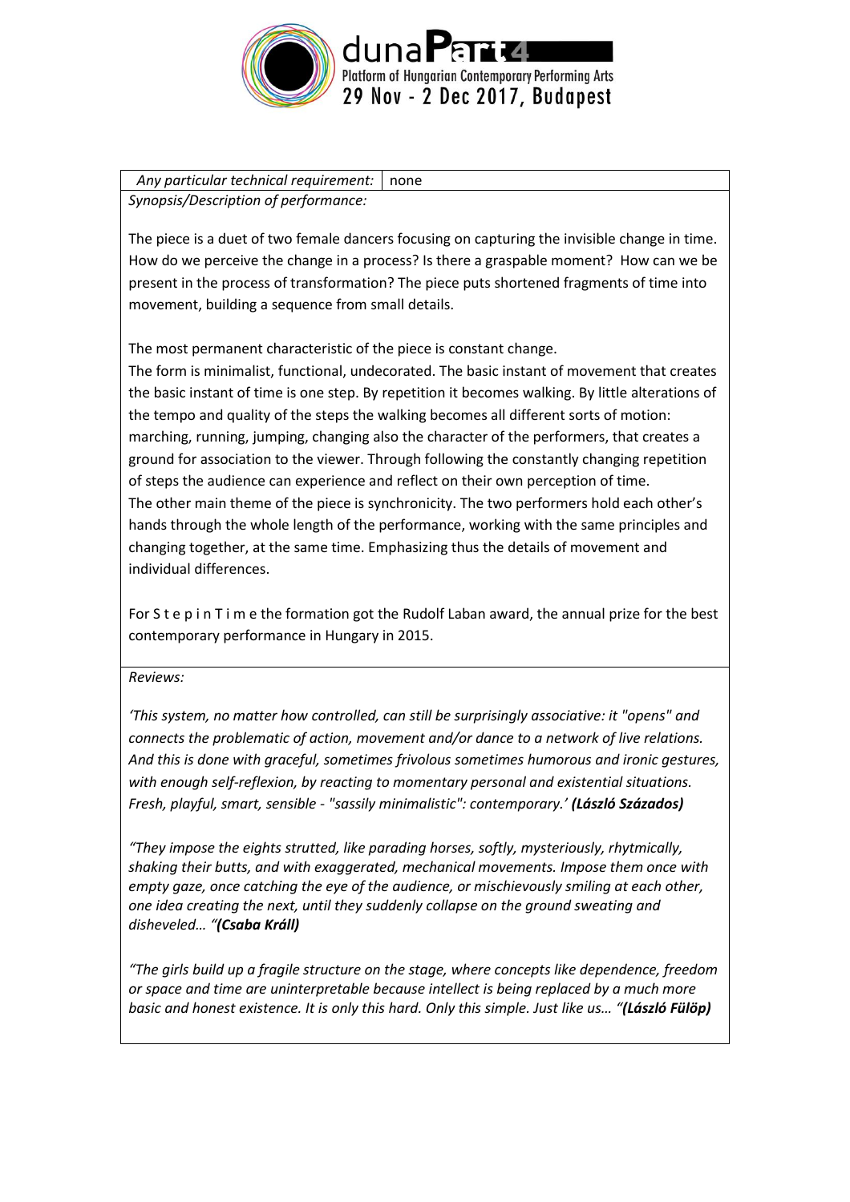| *Any particular technical requirement:* | none |
|---|---|

*Synopsis/Description of performance:*

The piece is a duet of two female dancers focusing on capturing the invisible change in time. How do we perceive the change in a process? Is there a graspable moment? How can we be present in the process of transformation? The piece puts shortened fragments of time into movement, building a sequence from small details.

The most permanent characteristic of the piece is constant change.

The form is minimalist, functional, undecorated. The basic instant of movement that creates the basic instant of time is one step. By repetition it becomes walking. By little alterations of the tempo and quality of the steps the walking becomes all different sorts of motion: marching, running, jumping, changing also the character of the performers, that creates a ground for association to the viewer. Through following the constantly changing repetition of steps the audience can experience and reflect on their own perception of time.

The other main theme of the piece is synchronicity. The two performers hold each other's hands through the whole length of the performance, working with the same principles and changing together, at the same time. Emphasizing thus the details of movement and individual differences.

For S t e p i n T i m e the formation got the Rudolf Laban award, the annual prize for the best contemporary performance in Hungary in 2015.

*Reviews:*

*'This system, no matter how controlled, can still be surprisingly associative: it "opens" and connects the problematic of action, movement and/or dance to a network of live relations. And this is done with graceful, sometimes frivolous sometimes humorous and ironic gestures, with enough self-reflexion, by reacting to momentary personal and existential situations. Fresh, playful, smart, sensible - "sassily minimalistic": contemporary.'* ***(László Százados)***

*"They impose the eights strutted, like parading horses, softly, mysteriously, rhytmically, shaking their butts, and with exaggerated, mechanical movements. Impose them once with empty gaze, once catching the eye of the audience, or mischievously smiling at each other, one idea creating the next, until they suddenly collapse on the ground sweating and disheveled… "* ***(Csaba Králl)***

*"The girls build up a fragile structure on the stage, where concepts like dependence, freedom or space and time are uninterpretable because intellect is being replaced by a much more basic and honest existence. It is only this hard. Only this simple. Just like us… "* ***(László Fülöp)***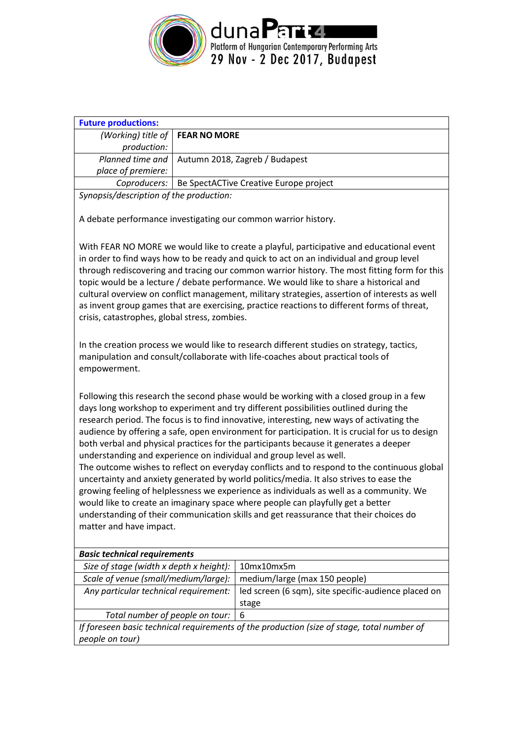**Future productions:**

| | |
|---|---|
| *(Working) title of production:* | **FEAR NO MORE** |
| *Planned time and place of premiere:* | Autumn 2018, Zagreb / Budapest |
| *Coproducers:* | Be SpectACTive Creative Europe project |

*Synopsis/description of the production:*

A debate performance investigating our common warrior history.

With FEAR NO MORE we would like to create a playful, participative and educational event in order to find ways how to be ready and quick to act on an individual and group level through rediscovering and tracing our common warrior history. The most fitting form for this topic would be a lecture / debate performance. We would like to share a historical and cultural overview on conflict management, military strategies, assertion of interests as well as invent group games that are exercising, practice reactions to different forms of threat, crisis, catastrophes, global stress, zombies.

In the creation process we would like to research different studies on strategy, tactics, manipulation and consult/collaborate with life-coaches about practical tools of empowerment.

Following this research the second phase would be working with a closed group in a few days long workshop to experiment and try different possibilities outlined during the research period. The focus is to find innovative, interesting, new ways of activating the audience by offering a safe, open environment for participation. It is crucial for us to design both verbal and physical practices for the participants because it generates a deeper understanding and experience on individual and group level as well.
The outcome wishes to reflect on everyday conflicts and to respond to the continuous global uncertainty and anxiety generated by world politics/media. It also strives to ease the growing feeling of helplessness we experience as individuals as well as a community. We would like to create an imaginary space where people can playfully get a better understanding of their communication skills and get reassurance that their choices do matter and have impact.

***Basic technical requirements***

| | |
|---|---|
| *Size of stage (width x depth x height):* | 10mx10mx5m |
| *Scale of venue (small/medium/large):* | medium/large (max 150 people) |
| *Any particular technical requirement:* | led screen (6 sqm), site specific-audience placed on stage |
| *Total number of people on tour:* | 6 |

*If foreseen basic technical requirements of the production (size of stage, total number of people on tour)*